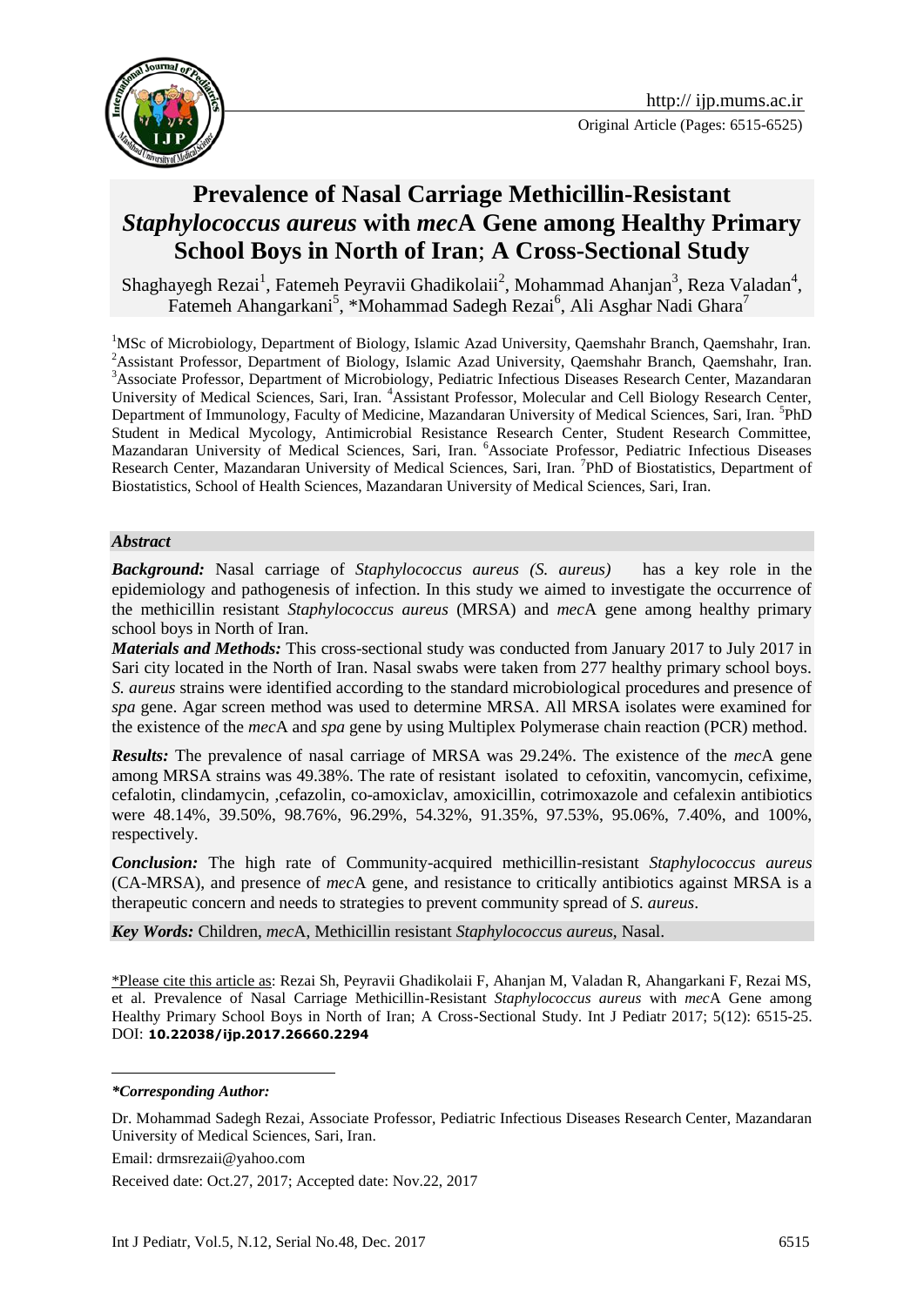Original Article (Pages: 6515-6525)

# Prevalence of Nasal Carriage Methicillin-Resistant *Staphylococcus aureus* with *mec*A Gene among Healthy Primary School Boys in North of Iran; A Cross-Sectional Study

Shaghayegh Rezai[1], Fatemeh Peyravii Ghadikolaii[2], Mohammad Ahanjan[3], Reza Valadan[4], Fatemeh Ahangarkani[5], *Mohammad Sadegh Rezai[6], Ali Asghar Nadi Ghara[7]

[1]MSc of Microbiology, Department of Biology, Islamic Azad University, Qaemshahr Branch, Qaemshahr, Iran. [2]Assistant Professor, Department of Biology, Islamic Azad University, Qaemshahr Branch, Qaemshahr, Iran. [3]Associate Professor, Department of Microbiology, Pediatric Infectious Diseases Research Center, Mazandaran University of Medical Sciences, Sari, Iran. [4]Assistant Professor, Molecular and Cell Biology Research Center, Department of Immunology, Faculty of Medicine, Mazandaran University of Medical Sciences, Sari, Iran. [5]PhD Student in Medical Mycology, Antimicrobial Resistance Research Center, Student Research Committee, Mazandaran University of Medical Sciences, Sari, Iran. [6]Associate Professor, Pediatric Infectious Diseases Research Center, Mazandaran University of Medical Sciences, Sari, Iran. [7]PhD of Biostatistics, Department of Biostatistics, School of Health Sciences, Mazandaran University of Medical Sciences, Sari, Iran.

### *Abstract*

***Background:*** Nasal carriage of *Staphylococcus aureus (S. aureus)* has a key role in the epidemiology and pathogenesis of infection. In this study we aimed to investigate the occurrence of the methicillin resistant *Staphylococcus aureus* (MRSA) and *mec*A gene among healthy primary school boys in North of Iran.

***Materials and Methods:*** This cross-sectional study was conducted from January 2017 to July 2017 in Sari city located in the North of Iran. Nasal swabs were taken from 277 healthy primary school boys. *S. aureus* strains were identified according to the standard microbiological procedures and presence of *spa* gene. Agar screen method was used to determine MRSA. All MRSA isolates were examined for the existence of the *mec*A and *spa* gene by using Multiplex Polymerase chain reaction (PCR) method.

***Results:*** The prevalence of nasal carriage of MRSA was 29.24%. The existence of the *mec*A gene among MRSA strains was 49.38%. The rate of resistant isolated to cefoxitin, vancomycin, cefixime, cefalotin, clindamycin, ,cefazolin, co-amoxiclav, amoxicillin, cotrimoxazole and cefalexin antibiotics were 48.14%, 39.50%, 98.76%, 96.29%, 54.32%, 91.35%, 97.53%, 95.06%, 7.40%, and 100%, respectively.

***Conclusion:*** The high rate of Community-acquired methicillin-resistant *Staphylococcus aureus* (CA-MRSA), and presence of *mec*A gene, and resistance to critically antibiotics against MRSA is a therapeutic concern and needs to strategies to prevent community spread of *S. aureus*.

***Key Words:*** Children, *mec*A, Methicillin resistant *Staphylococcus aureus*, Nasal.

*Please cite this article as: Rezai Sh, Peyravii Ghadikolaii F, Ahanjan M, Valadan R, Ahangarkani F, Rezai MS, et al. Prevalence of Nasal Carriage Methicillin-Resistant *Staphylococcus aureus* with *mec*A Gene among Healthy Primary School Boys in North of Iran; A Cross-Sectional Study. Int J Pediatr 2017; 5(12): 6515-25. DOI: **10.22038/ijp.2017.26660.2294**

---

***Corresponding Author:***

Dr. Mohammad Sadegh Rezai, Associate Professor, Pediatric Infectious Diseases Research Center, Mazandaran University of Medical Sciences, Sari, Iran.

Email: drmsrezaii@yahoo.com

Received date: Oct.27, 2017; Accepted date: Nov.22, 2017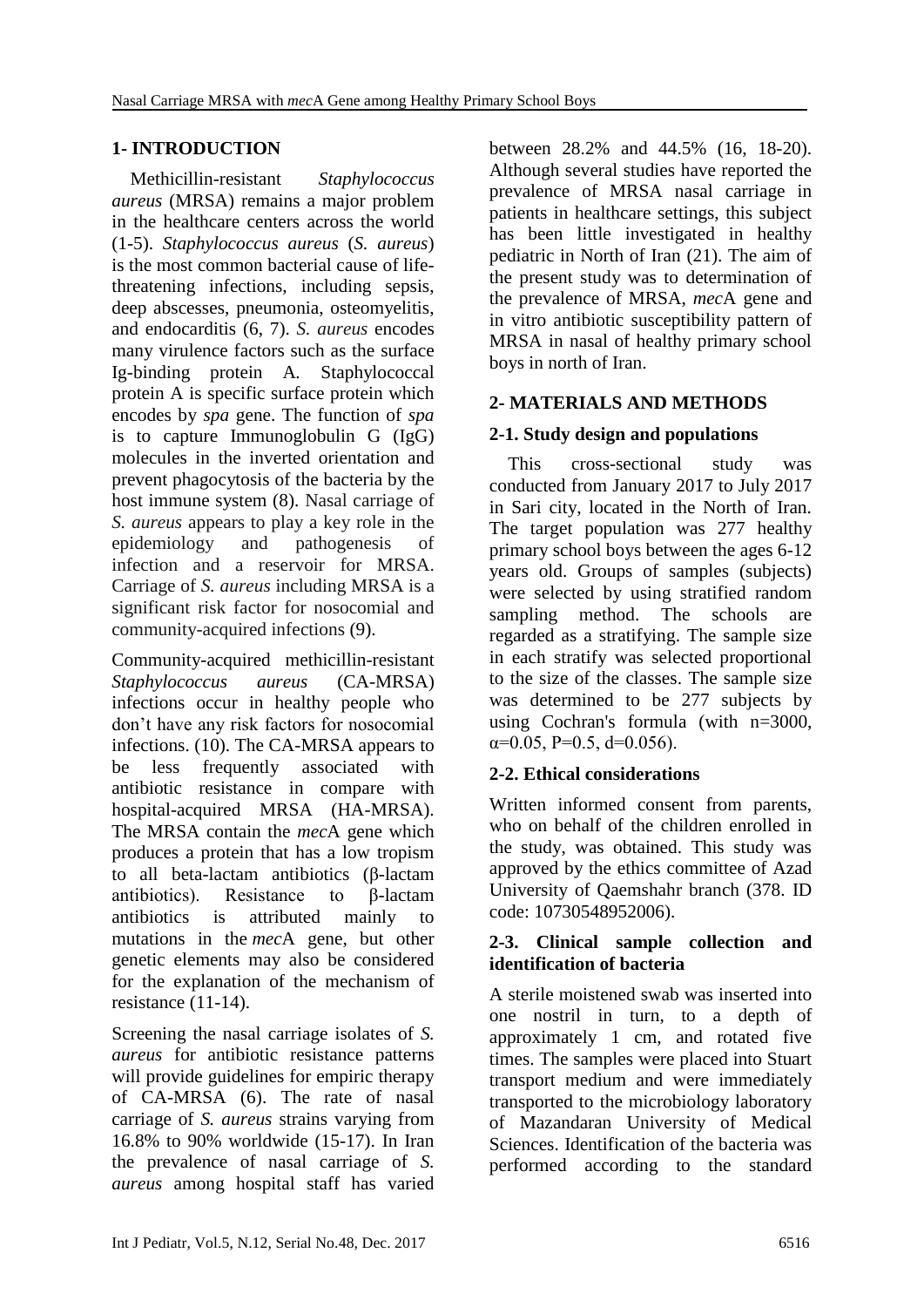## 1- INTRODUCTION

Methicillin-resistant *Staphylococcus aureus* (MRSA) remains a major problem in the healthcare centers across the world (1-5). *Staphylococcus aureus* (*S. aureus*) is the most common bacterial cause of life-threatening infections, including sepsis, deep abscesses, pneumonia, osteomyelitis, and endocarditis (6, 7). *S. aureus* encodes many virulence factors such as the surface Ig-binding protein A. Staphylococcal protein A is specific surface protein which encodes by *spa* gene. The function of *spa* is to capture Immunoglobulin G (IgG) molecules in the inverted orientation and prevent phagocytosis of the bacteria by the host immune system (8). Nasal carriage of *S. aureus* appears to play a key role in the epidemiology and pathogenesis of infection and a reservoir for MRSA. Carriage of *S. aureus* including MRSA is a significant risk factor for nosocomial and community-acquired infections (9).

Community-acquired methicillin-resistant *Staphylococcus aureus* (CA-MRSA) infections occur in healthy people who don't have any risk factors for nosocomial infections. (10). The CA-MRSA appears to be less frequently associated with antibiotic resistance in compare with hospital-acquired MRSA (HA-MRSA). The MRSA contain the *mec*A gene which produces a protein that has a low tropism to all beta-lactam antibiotics (β-lactam antibiotics). Resistance to β-lactam antibiotics is attributed mainly to mutations in the *mec*A gene, but other genetic elements may also be considered for the explanation of the mechanism of resistance (11-14).

Screening the nasal carriage isolates of *S. aureus* for antibiotic resistance patterns will provide guidelines for empiric therapy of CA-MRSA (6). The rate of nasal carriage of *S. aureus* strains varying from 16.8% to 90% worldwide (15-17). In Iran the prevalence of nasal carriage of *S. aureus* among hospital staff has varied between 28.2% and 44.5% (16, 18-20). Although several studies have reported the prevalence of MRSA nasal carriage in patients in healthcare settings, this subject has been little investigated in healthy pediatric in North of Iran (21). The aim of the present study was to determination of the prevalence of MRSA, *mec*A gene and in vitro antibiotic susceptibility pattern of MRSA in nasal of healthy primary school boys in north of Iran.

## 2- MATERIALS AND METHODS

### 2-1. Study design and populations

This cross-sectional study was conducted from January 2017 to July 2017 in Sari city, located in the North of Iran. The target population was 277 healthy primary school boys between the ages 6-12 years old. Groups of samples (subjects) were selected by using stratified random sampling method. The schools are regarded as a stratifying. The sample size in each stratify was selected proportional to the size of the classes. The sample size was determined to be 277 subjects by using Cochran's formula (with n=3000, $\alpha$=0.05, P=0.5, d=0.056).

### 2-2. Ethical considerations

Written informed consent from parents, who on behalf of the children enrolled in the study, was obtained. This study was approved by the ethics committee of Azad University of Qaemshahr branch (378. ID code: 10730548952006).

### 2-3. Clinical sample collection and identification of bacteria

A sterile moistened swab was inserted into one nostril in turn, to a depth of approximately 1 cm, and rotated five times. The samples were placed into Stuart transport medium and were immediately transported to the microbiology laboratory of Mazandaran University of Medical Sciences. Identification of the bacteria was performed according to the standard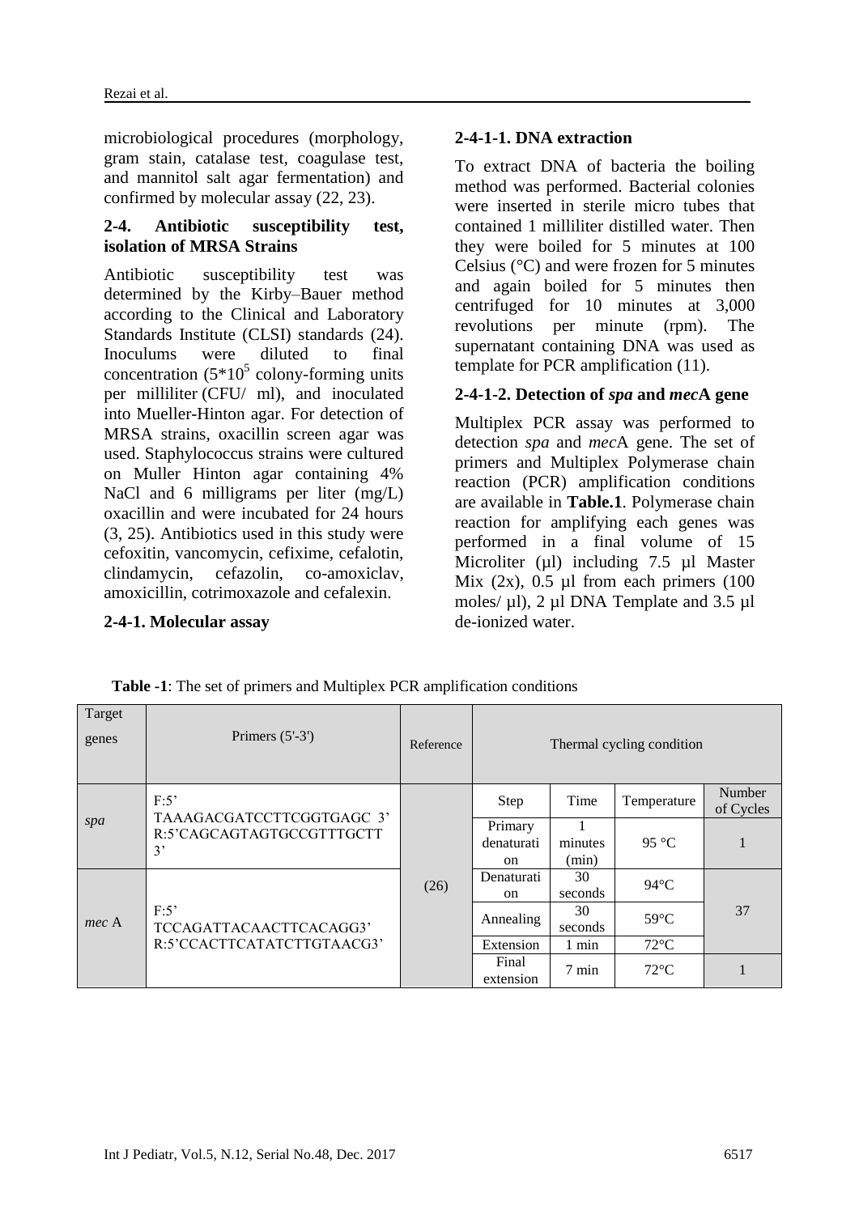microbiological procedures (morphology, gram stain, catalase test, coagulase test, and mannitol salt agar fermentation) and confirmed by molecular assay (22, 23).

### 2-4. Antibiotic susceptibility test, isolation of MRSA Strains

Antibiotic susceptibility test was determined by the Kirby–Bauer method according to the Clinical and Laboratory Standards Institute (CLSI) standards (24). Inoculums were diluted to final concentration ($5*10^5$ colony-forming units per milliliter (CFU/ ml), and inoculated into Mueller-Hinton agar. For detection of MRSA strains, oxacillin screen agar was used. Staphylococcus strains were cultured on Muller Hinton agar containing 4% NaCl and 6 milligrams per liter (mg/L) oxacillin and were incubated for 24 hours (3, 25). Antibiotics used in this study were cefoxitin, vancomycin, cefixime, cefalotin, clindamycin, cefazolin, co-amoxiclav, amoxicillin, cotrimoxazole and cefalexin.

#### 2-4-1. Molecular assay

#### 2-4-1-1. DNA extraction

To extract DNA of bacteria the boiling method was performed. Bacterial colonies were inserted in sterile micro tubes that contained 1 milliliter distilled water. Then they were boiled for 5 minutes at 100 Celsius (°C) and were frozen for 5 minutes and again boiled for 5 minutes then centrifuged for 10 minutes at 3,000 revolutions per minute (rpm). The supernatant containing DNA was used as template for PCR amplification (11).

#### 2-4-1-2. Detection of *spa* and *mec*A gene

Multiplex PCR assay was performed to detection *spa* and *mec*A gene. The set of primers and Multiplex Polymerase chain reaction (PCR) amplification conditions are available in **Table.1**. Polymerase chain reaction for amplifying each genes was performed in a final volume of 15 Microliter (µl) including 7.5 µl Master Mix (2x), 0.5 µl from each primers (100 moles/ µl), 2 µl DNA Template and 3.5 µl de-ionized water.

**Table -1**: The set of primers and Multiplex PCR amplification conditions

| Target genes | Primers (5'-3') | Reference | Thermal cycling condition | | | |
|---|---|---|---|---|---|---|
| | | | Step | Time | Temperature | Number of Cycles |
| *spa* | F:5' TAAAGACGATCCTTCGGTGAGC 3' R:5'CAGCAGTAGTGCCGTTTGCTT 3' | (26) | Primary denaturation | 1 minutes (min) | 95 °C | 1 |
| *mec* A | F:5' TCCAGATTACAACTTCACAGG3' R:5'CCACTTCATATCTTGTAACG3' | | Denaturation | 30 seconds | 94°C | 37 |
| | | | Annealing | 30 seconds | 59°C | |
| | | | Extension | 1 min | 72°C | |
| | | | Final extension | 7 min | 72°C | 1 |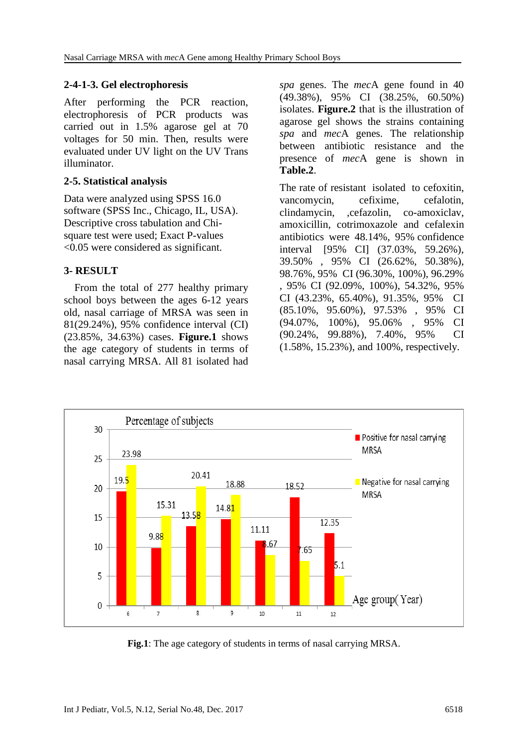#### 2-4-1-3. Gel electrophoresis

After performing the PCR reaction, electrophoresis of PCR products was carried out in 1.5% agarose gel at 70 voltages for 50 min. Then, results were evaluated under UV light on the UV Trans illuminator.

### 2-5. Statistical analysis

Data were analyzed using SPSS 16.0 software (SPSS Inc., Chicago, IL, USA). Descriptive cross tabulation and Chi-square test were used; Exact P-values <0.05 were considered as significant.

## 3- RESULT

From the total of 277 healthy primary school boys between the ages 6-12 years old, nasal carriage of MRSA was seen in 81(29.24%), 95% confidence interval (CI) (23.85%, 34.63%) cases. **Figure.1** shows the age category of students in terms of nasal carrying MRSA. All 81 isolated had *spa* genes. The *mec*A gene found in 40 (49.38%), 95% CI (38.25%, 60.50%) isolates. **Figure.2** that is the illustration of agarose gel shows the strains containing *spa* and *mec*A genes. The relationship between antibiotic resistance and the presence of *mec*A gene is shown in **Table.2**.

The rate of resistant isolated to cefoxitin, vancomycin, cefixime, cefalotin, clindamycin, ,cefazolin, co-amoxiclav, amoxicillin, cotrimoxazole and cefalexin antibiotics were 48.14%, 95% confidence interval [95% CI] (37.03%, 59.26%), 39.50% , 95% CI (26.62%, 50.38%), 98.76%, 95% CI (96.30%, 100%), 96.29% , 95% CI (92.09%, 100%), 54.32%, 95% CI (43.23%, 65.40%), 91.35%, 95% CI (85.10%, 95.60%), 97.53% , 95% CI (94.07%, 100%), 95.06% , 95% CI (90.24%, 99.88%), 7.40%, 95% CI (1.58%, 15.23%), and 100%, respectively.

| Age group (Year) | Positive for nasal carrying MRSA | Negative for nasal carrying MRSA |
|---|---|---|
| 6 | 19.5 | 23.98 |
| 7 | 9.88 | 15.31 |
| 8 | 13.58 | 20.41 |
| 9 | 14.81 | 18.88 |
| 10 | 11.11 | 8.67 |
| 11 | 18.52 | 7.65 |
| 12 | 12.35 | 5.1 |

**Fig.1**: The age category of students in terms of nasal carrying MRSA.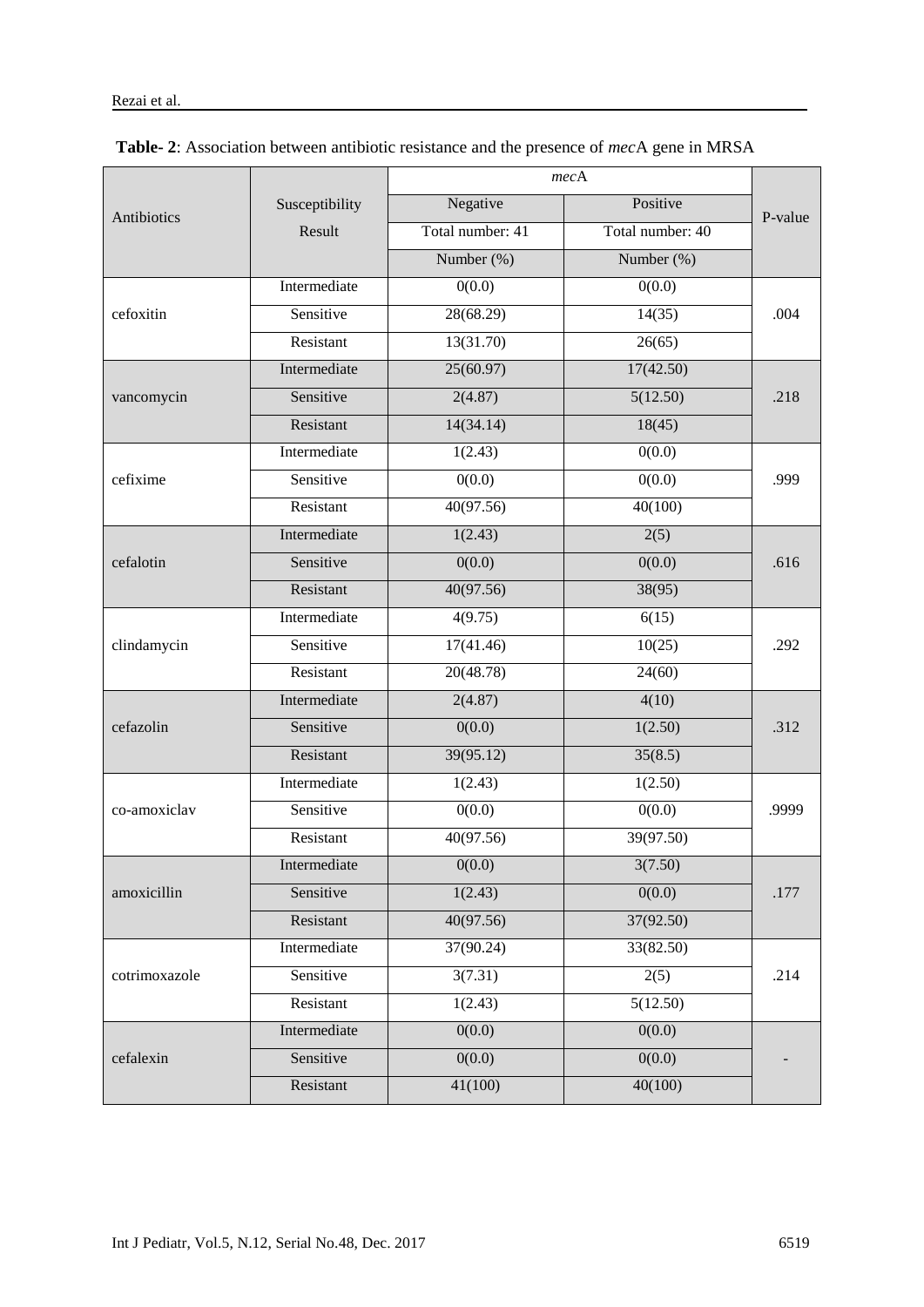**Table- 2**: Association between antibiotic resistance and the presence of *mec*A gene in MRSA

| Antibiotics | Susceptibility Result | *mec*A | | P-value |
|---|---|---|---|---|
| | | Negative | Positive | |
| | | Total number: 41 | Total number: 40 | |
| | | Number (%) | Number (%) | |
| cefoxitin | Intermediate | 0(0.0) | 0(0.0) | .004 |
| | Sensitive | 28(68.29) | 14(35) | |
| | Resistant | 13(31.70) | 26(65) | |
| vancomycin | Intermediate | 25(60.97) | 17(42.50) | .218 |
| | Sensitive | 2(4.87) | 5(12.50) | |
| | Resistant | 14(34.14) | 18(45) | |
| cefixime | Intermediate | 1(2.43) | 0(0.0) | .999 |
| | Sensitive | 0(0.0) | 0(0.0) | |
| | Resistant | 40(97.56) | 40(100) | |
| cefalotin | Intermediate | 1(2.43) | 2(5) | .616 |
| | Sensitive | 0(0.0) | 0(0.0) | |
| | Resistant | 40(97.56) | 38(95) | |
| clindamycin | Intermediate | 4(9.75) | 6(15) | .292 |
| | Sensitive | 17(41.46) | 10(25) | |
| | Resistant | 20(48.78) | 24(60) | |
| cefazolin | Intermediate | 2(4.87) | 4(10) | .312 |
| | Sensitive | 0(0.0) | 1(2.50) | |
| | Resistant | 39(95.12) | 35(8.5) | |
| co-amoxiclav | Intermediate | 1(2.43) | 1(2.50) | .9999 |
| | Sensitive | 0(0.0) | 0(0.0) | |
| | Resistant | 40(97.56) | 39(97.50) | |
| amoxicillin | Intermediate | 0(0.0) | 3(7.50) | .177 |
| | Sensitive | 1(2.43) | 0(0.0) | |
| | Resistant | 40(97.56) | 37(92.50) | |
| cotrimoxazole | Intermediate | 37(90.24) | 33(82.50) | .214 |
| | Sensitive | 3(7.31) | 2(5) | |
| | Resistant | 1(2.43) | 5(12.50) | |
| cefalexin | Intermediate | 0(0.0) | 0(0.0) | - |
| | Sensitive | 0(0.0) | 0(0.0) | |
| | Resistant | 41(100) | 40(100) | |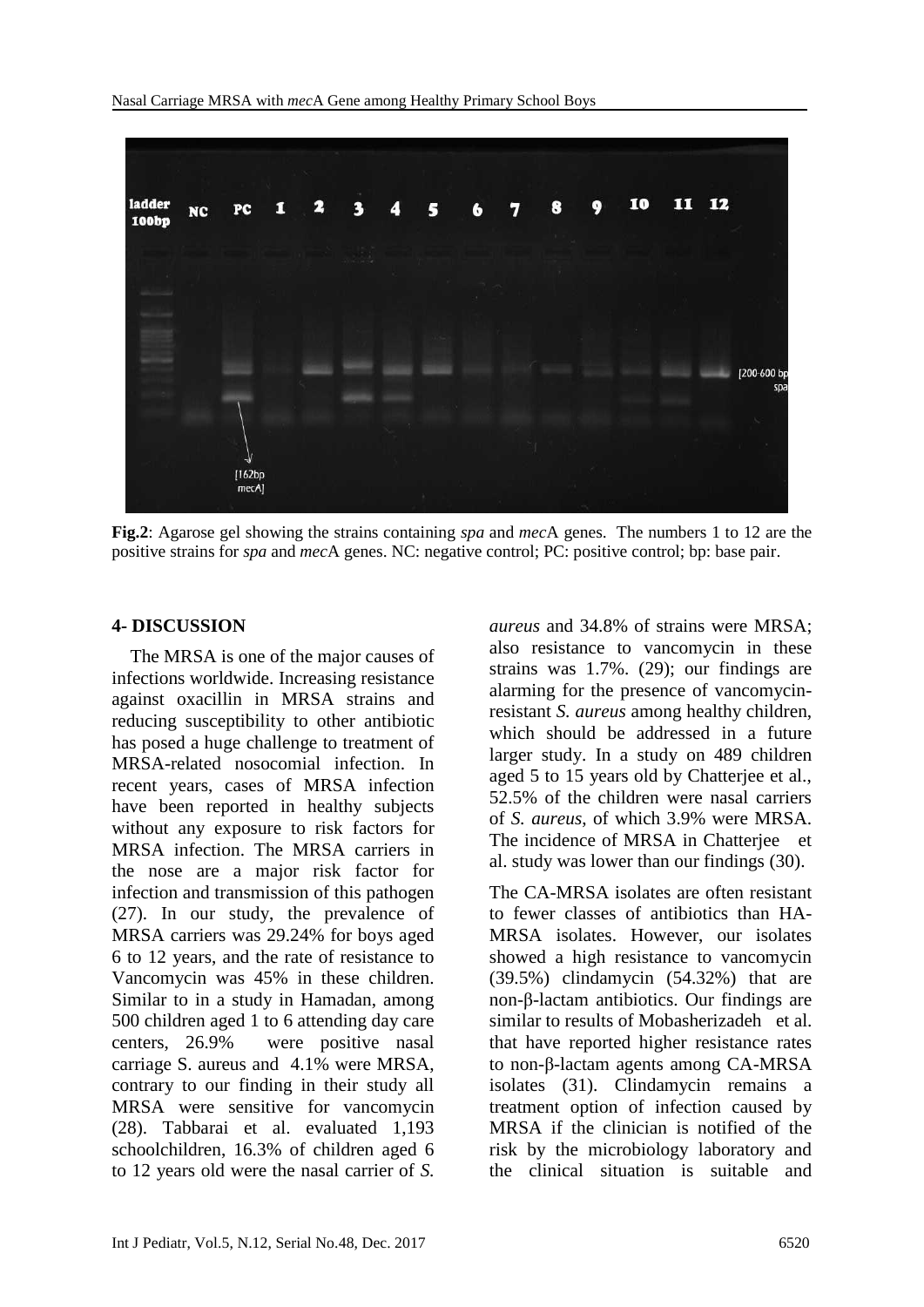**Fig.2**: Agarose gel showing the strains containing *spa* and *mec*A genes. The numbers 1 to 12 are the positive strains for *spa* and *mec*A genes. NC: negative control; PC: positive control; bp: base pair.

## 4- DISCUSSION

The MRSA is one of the major causes of infections worldwide. Increasing resistance against oxacillin in MRSA strains and reducing susceptibility to other antibiotic has posed a huge challenge to treatment of MRSA-related nosocomial infection. In recent years, cases of MRSA infection have been reported in healthy subjects without any exposure to risk factors for MRSA infection. The MRSA carriers in the nose are a major risk factor for infection and transmission of this pathogen (27). In our study, the prevalence of MRSA carriers was 29.24% for boys aged 6 to 12 years, and the rate of resistance to Vancomycin was 45% in these children. Similar to in a study in Hamadan, among 500 children aged 1 to 6 attending day care centers, 26.9% were positive nasal carriage S. aureus and 4.1% were MRSA, contrary to our finding in their study all MRSA were sensitive for vancomycin (28). Tabbarai et al. evaluated 1,193 schoolchildren, 16.3% of children aged 6 to 12 years old were the nasal carrier of *S. aureus* and 34.8% of strains were MRSA; also resistance to vancomycin in these strains was 1.7%. (29); our findings are alarming for the presence of vancomycin-resistant *S. aureus* among healthy children, which should be addressed in a future larger study. In a study on 489 children aged 5 to 15 years old by Chatterjee et al., 52.5% of the children were nasal carriers of *S. aureus*, of which 3.9% were MRSA. The incidence of MRSA in Chatterjee et al. study was lower than our findings (30).

The CA-MRSA isolates are often resistant to fewer classes of antibiotics than HA-MRSA isolates. However, our isolates showed a high resistance to vancomycin (39.5%) clindamycin (54.32%) that are non-β-lactam antibiotics. Our findings are similar to results of Mobasherizadeh et al. that have reported higher resistance rates to non-β-lactam agents among CA-MRSA isolates (31). Clindamycin remains a treatment option of infection caused by MRSA if the clinician is notified of the risk by the microbiology laboratory and the clinical situation is suitable and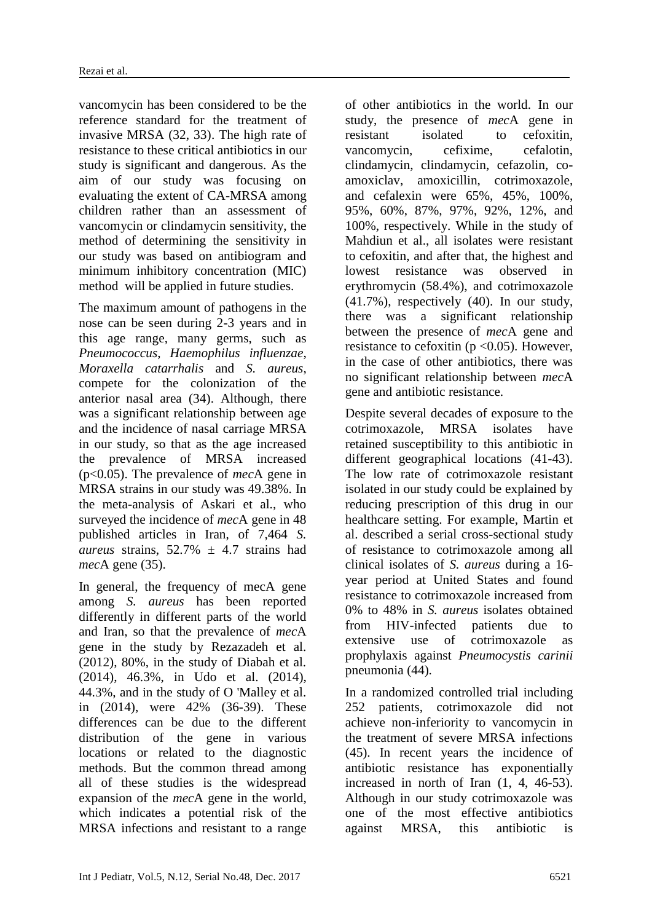vancomycin has been considered to be the reference standard for the treatment of invasive MRSA (32, 33). The high rate of resistance to these critical antibiotics in our study is significant and dangerous. As the aim of our study was focusing on evaluating the extent of CA-MRSA among children rather than an assessment of vancomycin or clindamycin sensitivity, the method of determining the sensitivity in our study was based on antibiogram and minimum inhibitory concentration (MIC) method will be applied in future studies.

The maximum amount of pathogens in the nose can be seen during 2-3 years and in this age range, many germs, such as *Pneumococcus*, *Haemophilus influenzae*, *Moraxella catarrhalis* and *S. aureus*, compete for the colonization of the anterior nasal area (34). Although, there was a significant relationship between age and the incidence of nasal carriage MRSA in our study, so that as the age increased the prevalence of MRSA increased ($p<0.05$). The prevalence of *mec*A gene in MRSA strains in our study was 49.38%. In the meta-analysis of Askari et al., who surveyed the incidence of *mec*A gene in 48 published articles in Iran, of 7,464 *S. aureus* strains, 52.7% ± 4.7 strains had *mec*A gene (35).

In general, the frequency of mecA gene among *S. aureus* has been reported differently in different parts of the world and Iran, so that the prevalence of *mec*A gene in the study by Rezazadeh et al. (2012), 80%, in the study of Diabah et al. (2014), 46.3%, in Udo et al. (2014), 44.3%, and in the study of O 'Malley et al. in (2014), were 42% (36-39). These differences can be due to the different distribution of the gene in various locations or related to the diagnostic methods. But the common thread among all of these studies is the widespread expansion of the *mec*A gene in the world, which indicates a potential risk of the MRSA infections and resistant to a range of other antibiotics in the world. In our study, the presence of *mec*A gene in resistant isolated to cefoxitin, vancomycin, cefixime, cefalotin, clindamycin, clindamycin, cefazolin, co-amoxiclav, amoxicillin, cotrimoxazole, and cefalexin were 65%, 45%, 100%, 95%, 60%, 87%, 97%, 92%, 12%, and 100%, respectively. While in the study of Mahdiun et al., all isolates were resistant to cefoxitin, and after that, the highest and lowest resistance was observed in erythromycin (58.4%), and cotrimoxazole (41.7%), respectively (40). In our study, there was a significant relationship between the presence of *mec*A gene and resistance to cefoxitin ($p <0.05$). However, in the case of other antibiotics, there was no significant relationship between *mec*A gene and antibiotic resistance.

Despite several decades of exposure to the cotrimoxazole, MRSA isolates have retained susceptibility to this antibiotic in different geographical locations (41-43). The low rate of cotrimoxazole resistant isolated in our study could be explained by reducing prescription of this drug in our healthcare setting. For example, Martin et al. described a serial cross-sectional study of resistance to cotrimoxazole among all clinical isolates of *S. aureus* during a 16-year period at United States and found resistance to cotrimoxazole increased from 0% to 48% in *S. aureus* isolates obtained from HIV-infected patients due to extensive use of cotrimoxazole as prophylaxis against *Pneumocystis carinii* pneumonia (44).

In a randomized controlled trial including 252 patients, cotrimoxazole did not achieve non-inferiority to vancomycin in the treatment of severe MRSA infections (45). In recent years the incidence of antibiotic resistance has exponentially increased in north of Iran (1, 4, 46-53). Although in our study cotrimoxazole was one of the most effective antibiotics against MRSA, this antibiotic is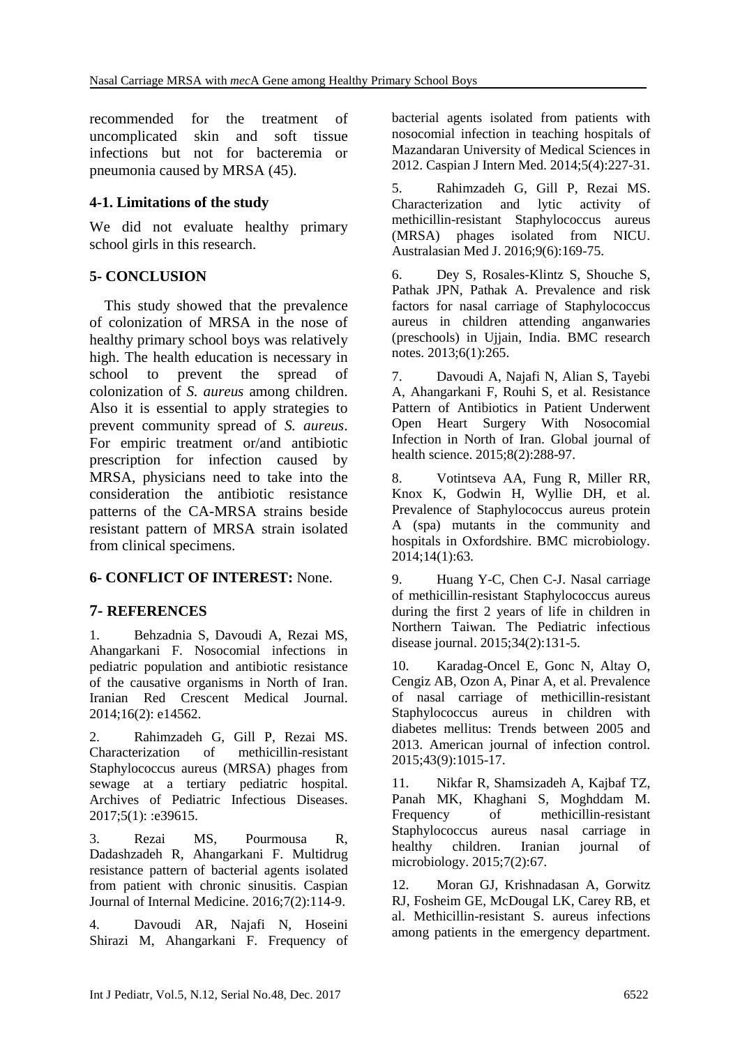recommended for the treatment of uncomplicated skin and soft tissue infections but not for bacteremia or pneumonia caused by MRSA (45).

### 4-1. Limitations of the study

We did not evaluate healthy primary school girls in this research.

## 5- CONCLUSION

This study showed that the prevalence of colonization of MRSA in the nose of healthy primary school boys was relatively high. The health education is necessary in school to prevent the spread of colonization of *S. aureus* among children. Also it is essential to apply strategies to prevent community spread of *S. aureus*. For empiric treatment or/and antibiotic prescription for infection caused by MRSA, physicians need to take into the consideration the antibiotic resistance patterns of the CA-MRSA strains beside resistant pattern of MRSA strain isolated from clinical specimens.

## 6- CONFLICT OF INTEREST: None.

## 7- REFERENCES

1. Behzadnia S, Davoudi A, Rezai MS, Ahangarkani F. Nosocomial infections in pediatric population and antibiotic resistance of the causative organisms in North of Iran. Iranian Red Crescent Medical Journal. 2014;16(2): e14562.

2. Rahimzadeh G, Gill P, Rezai MS. Characterization of methicillin-resistant Staphylococcus aureus (MRSA) phages from sewage at a tertiary pediatric hospital. Archives of Pediatric Infectious Diseases. 2017;5(1): :e39615.

3. Rezai MS, Pourmousa R, Dadashzadeh R, Ahangarkani F. Multidrug resistance pattern of bacterial agents isolated from patient with chronic sinusitis. Caspian Journal of Internal Medicine. 2016;7(2):114-9.

4. Davoudi AR, Najafi N, Hoseini Shirazi M, Ahangarkani F. Frequency of bacterial agents isolated from patients with nosocomial infection in teaching hospitals of Mazandaran University of Medical Sciences in 2012. Caspian J Intern Med. 2014;5(4):227-31.

5. Rahimzadeh G, Gill P, Rezai MS. Characterization and lytic activity of methicillin-resistant Staphylococcus aureus (MRSA) phages isolated from NICU. Australasian Med J. 2016;9(6):169-75.

6. Dey S, Rosales-Klintz S, Shouche S, Pathak JPN, Pathak A. Prevalence and risk factors for nasal carriage of Staphylococcus aureus in children attending anganwaries (preschools) in Ujjain, India. BMC research notes. 2013;6(1):265.

7. Davoudi A, Najafi N, Alian S, Tayebi A, Ahangarkani F, Rouhi S, et al. Resistance Pattern of Antibiotics in Patient Underwent Open Heart Surgery With Nosocomial Infection in North of Iran. Global journal of health science. 2015;8(2):288-97.

8. Votintseva AA, Fung R, Miller RR, Knox K, Godwin H, Wyllie DH, et al. Prevalence of Staphylococcus aureus protein A (spa) mutants in the community and hospitals in Oxfordshire. BMC microbiology. 2014;14(1):63.

9. Huang Y-C, Chen C-J. Nasal carriage of methicillin-resistant Staphylococcus aureus during the first 2 years of life in children in Northern Taiwan. The Pediatric infectious disease journal. 2015;34(2):131-5.

10. Karadag-Oncel E, Gonc N, Altay O, Cengiz AB, Ozon A, Pinar A, et al. Prevalence of nasal carriage of methicillin-resistant Staphylococcus aureus in children with diabetes mellitus: Trends between 2005 and 2013. American journal of infection control. 2015;43(9):1015-17.

11. Nikfar R, Shamsizadeh A, Kajbaf TZ, Panah MK, Khaghani S, Moghddam M. Frequency of methicillin-resistant Staphylococcus aureus nasal carriage in healthy children. Iranian journal of microbiology. 2015;7(2):67.

12. Moran GJ, Krishnadasan A, Gorwitz RJ, Fosheim GE, McDougal LK, Carey RB, et al. Methicillin-resistant S. aureus infections among patients in the emergency department.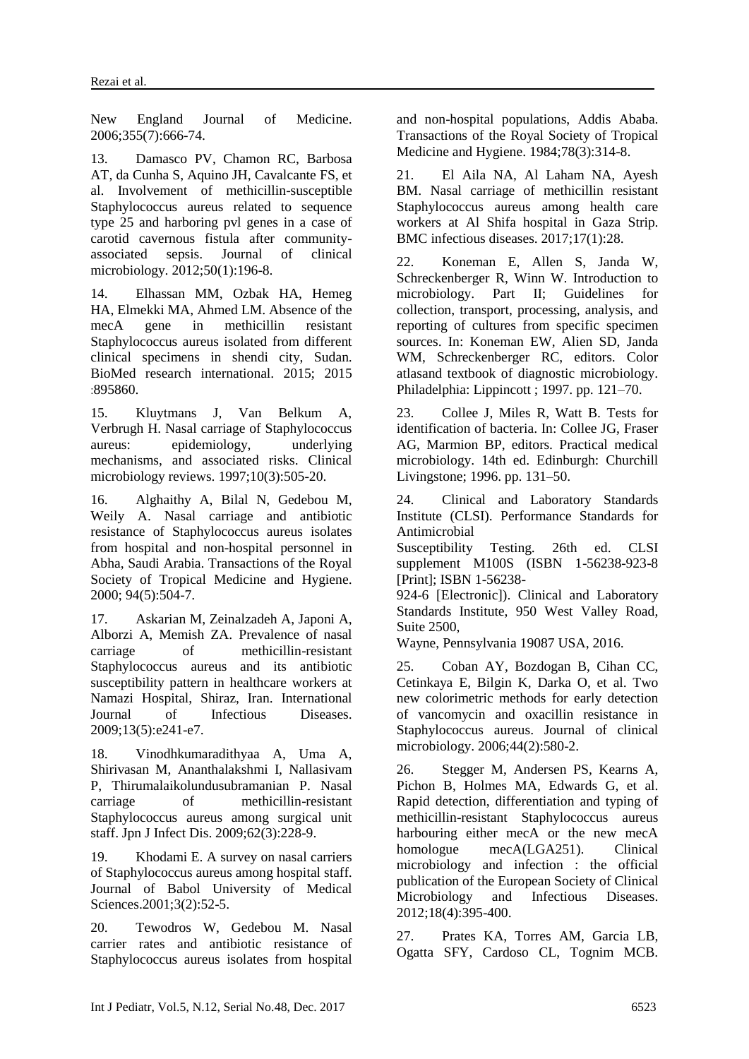New England Journal of Medicine. 2006;355(7):666-74.

13. Damasco PV, Chamon RC, Barbosa AT, da Cunha S, Aquino JH, Cavalcante FS, et al. Involvement of methicillin-susceptible Staphylococcus aureus related to sequence type 25 and harboring pvl genes in a case of carotid cavernous fistula after community-associated sepsis. Journal of clinical microbiology. 2012;50(1):196-8.

14. Elhassan MM, Ozbak HA, Hemeg HA, Elmekki MA, Ahmed LM. Absence of the mecA gene in methicillin resistant Staphylococcus aureus isolated from different clinical specimens in shendi city, Sudan. BioMed research international. 2015; 2015 :895860.

15. Kluytmans J, Van Belkum A, Verbrugh H. Nasal carriage of Staphylococcus aureus: epidemiology, underlying mechanisms, and associated risks. Clinical microbiology reviews. 1997;10(3):505-20.

16. Alghaithy A, Bilal N, Gedebou M, Weily A. Nasal carriage and antibiotic resistance of Staphylococcus aureus isolates from hospital and non-hospital personnel in Abha, Saudi Arabia. Transactions of the Royal Society of Tropical Medicine and Hygiene. 2000; 94(5):504-7.

17. Askarian M, Zeinalzadeh A, Japoni A, Alborzi A, Memish ZA. Prevalence of nasal carriage of methicillin-resistant Staphylococcus aureus and its antibiotic susceptibility pattern in healthcare workers at Namazi Hospital, Shiraz, Iran. International Journal of Infectious Diseases. 2009;13(5):e241-e7.

18. Vinodhkumaradithyaa A, Uma A, Shirivasan M, Ananthalakshmi I, Nallasivam P, Thirumalaikolundusubramanian P. Nasal carriage of methicillin-resistant Staphylococcus aureus among surgical unit staff. Jpn J Infect Dis. 2009;62(3):228-9.

19. Khodami E. A survey on nasal carriers of Staphylococcus aureus among hospital staff. Journal of Babol University of Medical Sciences.2001;3(2):52-5.

20. Tewodros W, Gedebou M. Nasal carrier rates and antibiotic resistance of Staphylococcus aureus isolates from hospital and non-hospital populations, Addis Ababa. Transactions of the Royal Society of Tropical Medicine and Hygiene. 1984;78(3):314-8.

21. El Aila NA, Al Laham NA, Ayesh BM. Nasal carriage of methicillin resistant Staphylococcus aureus among health care workers at Al Shifa hospital in Gaza Strip. BMC infectious diseases. 2017;17(1):28.

22. Koneman E, Allen S, Janda W, Schreckenberger R, Winn W. Introduction to microbiology. Part II; Guidelines for collection, transport, processing, analysis, and reporting of cultures from specific specimen sources. In: Koneman EW, Alien SD, Janda WM, Schreckenberger RC, editors. Color atlasand textbook of diagnostic microbiology. Philadelphia: Lippincott ; 1997. pp. 121–70.

23. Collee J, Miles R, Watt B. Tests for identification of bacteria. In: Collee JG, Fraser AG, Marmion BP, editors. Practical medical microbiology. 14th ed. Edinburgh: Churchill Livingstone; 1996. pp. 131–50.

24. Clinical and Laboratory Standards Institute (CLSI). Performance Standards for Antimicrobial Susceptibility Testing. 26th ed. CLSI supplement M100S (ISBN 1-56238-923-8 [Print]; ISBN 1-56238-924-6 [Electronic]). Clinical and Laboratory Standards Institute, 950 West Valley Road, Suite 2500, Wayne, Pennsylvania 19087 USA, 2016.

25. Coban AY, Bozdogan B, Cihan CC, Cetinkaya E, Bilgin K, Darka O, et al. Two new colorimetric methods for early detection of vancomycin and oxacillin resistance in Staphylococcus aureus. Journal of clinical microbiology. 2006;44(2):580-2.

26. Stegger M, Andersen PS, Kearns A, Pichon B, Holmes MA, Edwards G, et al. Rapid detection, differentiation and typing of methicillin-resistant Staphylococcus aureus harbouring either mecA or the new mecA homologue mecA(LGA251). Clinical microbiology and infection : the official publication of the European Society of Clinical Microbiology and Infectious Diseases. 2012;18(4):395-400.

27. Prates KA, Torres AM, Garcia LB, Ogatta SFY, Cardoso CL, Tognim MCB.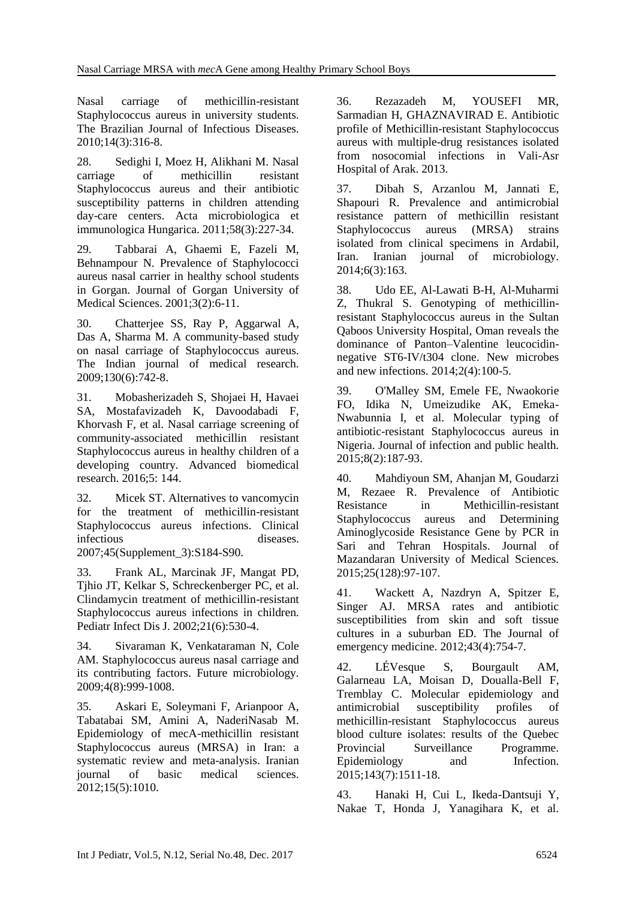Nasal carriage of methicillin-resistant Staphylococcus aureus in university students. The Brazilian Journal of Infectious Diseases. 2010;14(3):316-8.

28. Sedighi I, Moez H, Alikhani M. Nasal carriage of methicillin resistant Staphylococcus aureus and their antibiotic susceptibility patterns in children attending day-care centers. Acta microbiologica et immunologica Hungarica. 2011;58(3):227-34.

29. Tabbarai A, Ghaemi E, Fazeli M, Behnampour N. Prevalence of Staphylococci aureus nasal carrier in healthy school students in Gorgan. Journal of Gorgan University of Medical Sciences. 2001;3(2):6-11.

30. Chatterjee SS, Ray P, Aggarwal A, Das A, Sharma M. A community-based study on nasal carriage of Staphylococcus aureus. The Indian journal of medical research. 2009;130(6):742-8.

31. Mobasherizadeh S, Shojaei H, Havaei SA, Mostafavizadeh K, Davoodabadi F, Khorvash F, et al. Nasal carriage screening of community-associated methicillin resistant Staphylococcus aureus in healthy children of a developing country. Advanced biomedical research. 2016;5: 144.

32. Micek ST. Alternatives to vancomycin for the treatment of methicillin-resistant Staphylococcus aureus infections. Clinical infectious diseases. 2007;45(Supplement_3):S184-S90.

33. Frank AL, Marcinak JF, Mangat PD, Tjhio JT, Kelkar S, Schreckenberger PC, et al. Clindamycin treatment of methicillin-resistant Staphylococcus aureus infections in children. Pediatr Infect Dis J. 2002;21(6):530-4.

34. Sivaraman K, Venkataraman N, Cole AM. Staphylococcus aureus nasal carriage and its contributing factors. Future microbiology. 2009;4(8):999-1008.

35. Askari E, Soleymani F, Arianpoor A, Tabatabai SM, Amini A, NaderiNasab M. Epidemiology of mecA-methicillin resistant Staphylococcus aureus (MRSA) in Iran: a systematic review and meta-analysis. Iranian journal of basic medical sciences. 2012;15(5):1010.

36. Rezazadeh M, YOUSEFI MR, Sarmadian H, GHAZNAVIRAD E. Antibiotic profile of Methicillin-resistant Staphylococcus aureus with multiple-drug resistances isolated from nosocomial infections in Vali-Asr Hospital of Arak. 2013.

37. Dibah S, Arzanlou M, Jannati E, Shapouri R. Prevalence and antimicrobial resistance pattern of methicillin resistant Staphylococcus aureus (MRSA) strains isolated from clinical specimens in Ardabil, Iran. Iranian journal of microbiology. 2014;6(3):163.

38. Udo EE, Al-Lawati B-H, Al-Muharmi Z, Thukral S. Genotyping of methicillin-resistant Staphylococcus aureus in the Sultan Qaboos University Hospital, Oman reveals the dominance of Panton–Valentine leucocidin-negative ST6-IV/t304 clone. New microbes and new infections. 2014;2(4):100-5.

39. O'Malley SM, Emele FE, Nwaokorie FO, Idika N, Umeizudike AK, Emeka-Nwabunnia I, et al. Molecular typing of antibiotic-resistant Staphylococcus aureus in Nigeria. Journal of infection and public health. 2015;8(2):187-93.

40. Mahdiyoun SM, Ahanjan M, Goudarzi M, Rezaee R. Prevalence of Antibiotic Resistance in Methicillin-resistant Staphylococcus aureus and Determining Aminoglycoside Resistance Gene by PCR in Sari and Tehran Hospitals. Journal of Mazandaran University of Medical Sciences. 2015;25(128):97-107.

41. Wackett A, Nazdryn A, Spitzer E, Singer AJ. MRSA rates and antibiotic susceptibilities from skin and soft tissue cultures in a suburban ED. The Journal of emergency medicine. 2012;43(4):754-7.

42. LÉVesque S, Bourgault AM, Galarneau LA, Moisan D, Doualla-Bell F, Tremblay C. Molecular epidemiology and antimicrobial susceptibility profiles of methicillin-resistant Staphylococcus aureus blood culture isolates: results of the Quebec Provincial Surveillance Programme. Epidemiology and Infection. 2015;143(7):1511-18.

43. Hanaki H, Cui L, Ikeda-Dantsuji Y, Nakae T, Honda J, Yanagihara K, et al.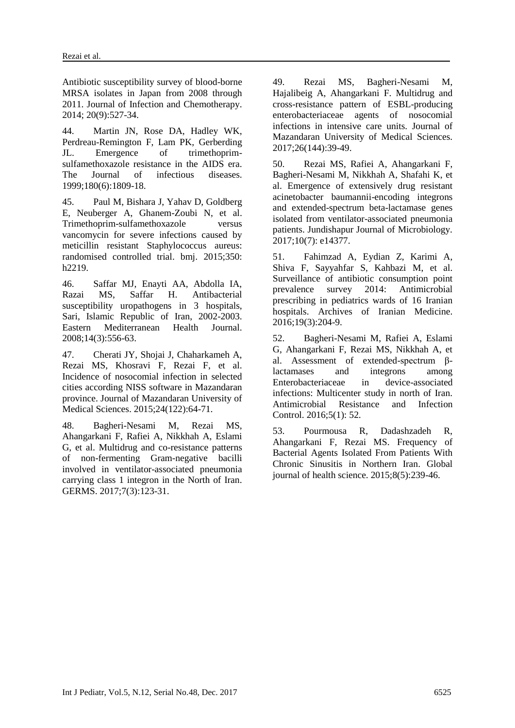Antibiotic susceptibility survey of blood-borne MRSA isolates in Japan from 2008 through 2011. Journal of Infection and Chemotherapy. 2014; 20(9):527-34.

44. Martin JN, Rose DA, Hadley WK, Perdreau-Remington F, Lam PK, Gerberding JL. Emergence of trimethoprim-sulfamethoxazole resistance in the AIDS era. The Journal of infectious diseases. 1999;180(6):1809-18.

45. Paul M, Bishara J, Yahav D, Goldberg E, Neuberger A, Ghanem-Zoubi N, et al. Trimethoprim-sulfamethoxazole versus vancomycin for severe infections caused by meticillin resistant Staphylococcus aureus: randomised controlled trial. bmj. 2015;350: h2219.

46. Saffar MJ, Enayti AA, Abdolla IA, Razai MS, Saffar H. Antibacterial susceptibility uropathogens in 3 hospitals, Sari, Islamic Republic of Iran, 2002-2003. Eastern Mediterranean Health Journal. 2008;14(3):556-63.

47. Cherati JY, Shojai J, Chaharkameh A, Rezai MS, Khosravi F, Rezai F, et al. Incidence of nosocomial infection in selected cities according NISS software in Mazandaran province. Journal of Mazandaran University of Medical Sciences. 2015;24(122):64-71.

48. Bagheri-Nesami M, Rezai MS, Ahangarkani F, Rafiei A, Nikkhah A, Eslami G, et al. Multidrug and co-resistance patterns of non-fermenting Gram-negative bacilli involved in ventilator-associated pneumonia carrying class 1 integron in the North of Iran. GERMS. 2017;7(3):123-31.

49. Rezai MS, Bagheri-Nesami M, Hajalibeig A, Ahangarkani F. Multidrug and cross-resistance pattern of ESBL-producing enterobacteriaceae agents of nosocomial infections in intensive care units. Journal of Mazandaran University of Medical Sciences. 2017;26(144):39-49.

50. Rezai MS, Rafiei A, Ahangarkani F, Bagheri-Nesami M, Nikkhah A, Shafahi K, et al. Emergence of extensively drug resistant acinetobacter baumannii-encoding integrons and extended-spectrum beta-lactamase genes isolated from ventilator-associated pneumonia patients. Jundishapur Journal of Microbiology. 2017;10(7): e14377.

51. Fahimzad A, Eydian Z, Karimi A, Shiva F, Sayyahfar S, Kahbazi M, et al. Surveillance of antibiotic consumption point prevalence survey 2014: Antimicrobial prescribing in pediatrics wards of 16 Iranian hospitals. Archives of Iranian Medicine. 2016;19(3):204-9.

52. Bagheri-Nesami M, Rafiei A, Eslami G, Ahangarkani F, Rezai MS, Nikkhah A, et al. Assessment of extended-spectrum β-lactamases and integrons among Enterobacteriaceae in device-associated infections: Multicenter study in north of Iran. Antimicrobial Resistance and Infection Control. 2016;5(1): 52.

53. Pourmousa R, Dadashzadeh R, Ahangarkani F, Rezai MS. Frequency of Bacterial Agents Isolated From Patients With Chronic Sinusitis in Northern Iran. Global journal of health science. 2015;8(5):239-46.